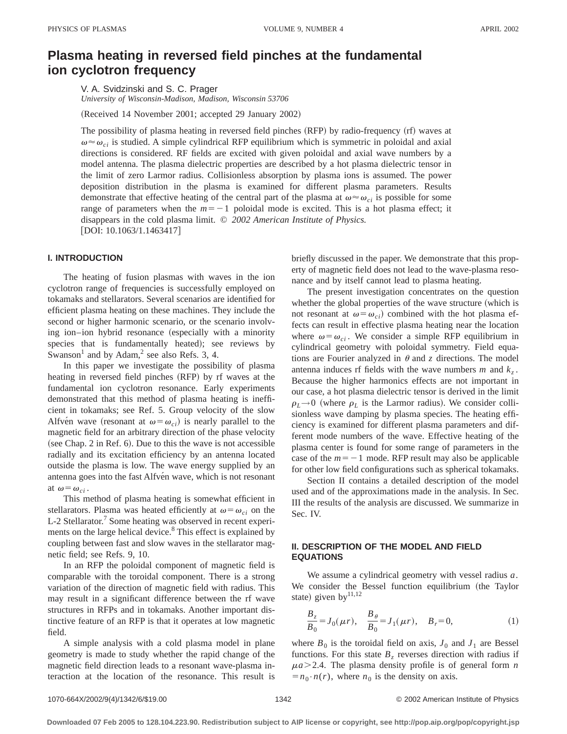# Plasma heating in reversed field pinches at the fundamental ion cyclotron frequency

V. A. Svidzinski and S. C. Prager

*University of Wisconsin-Madison, Madison, Wisconsin 53706*

(Received 14 November 2001; accepted 29 January 2002)

The possibility of plasma heating in reversed field pinches (RFP) by radio-frequency (rf) waves at $\omega \approx \omega_{ci}$ is studied. A simple cylindrical RFP equilibrium which is symmetric in poloidal and axial directions is considered. RF fields are excited with given poloidal and axial wave numbers by a model antenna. The plasma dielectric properties are described by a hot plasma dielectric tensor in the limit of zero Larmor radius. Collisionless absorption by plasma ions is assumed. The power deposition distribution in the plasma is examined for different plasma parameters. Results demonstrate that effective heating of the central part of the plasma at $\omega \approx \omega_{ci}$ is possible for some range of parameters when the $m=-1$ poloidal mode is excited. This is a hot plasma effect; it disappears in the cold plasma limit. © *2002 American Institute of Physics.* [DOI: 10.1063/1.1463417]

## I. INTRODUCTION

The heating of fusion plasmas with waves in the ion cyclotron range of frequencies is successfully employed on tokamaks and stellarators. Several scenarios are identified for efficient plasma heating on these machines. They include the second or higher harmonic scenario, or the scenario involving ion–ion hybrid resonance (especially with a minority species that is fundamentally heated); see reviews by Swanson[1] and by Adam,[2] see also Refs. 3, 4.

In this paper we investigate the possibility of plasma heating in reversed field pinches (RFP) by rf waves at the fundamental ion cyclotron resonance. Early experiments demonstrated that this method of plasma heating is inefficient in tokamaks; see Ref. 5. Group velocity of the slow Alfvén wave (resonant at $\omega=\omega_{ci}$) is nearly parallel to the magnetic field for an arbitrary direction of the phase velocity (see Chap. 2 in Ref. 6). Due to this the wave is not accessible radially and its excitation efficiency by an antenna located outside the plasma is low. The wave energy supplied by an antenna goes into the fast Alfvén wave, which is not resonant at $\omega=\omega_{ci}$.

This method of plasma heating is somewhat efficient in stellarators. Plasma was heated efficiently at $\omega=\omega_{ci}$ on the L-2 Stellarator.[7] Some heating was observed in recent experiments on the large helical device.[8] This effect is explained by coupling between fast and slow waves in the stellarator magnetic field; see Refs. 9, 10.

In an RFP the poloidal component of magnetic field is comparable with the toroidal component. There is a strong variation of the direction of magnetic field with radius. This may result in a significant difference between the rf wave structures in RFPs and in tokamaks. Another important distinctive feature of an RFP is that it operates at low magnetic field.

A simple analysis with a cold plasma model in plane geometry is made to study whether the rapid change of the magnetic field direction leads to a resonant wave-plasma interaction at the location of the resonance. This result is briefly discussed in the paper. We demonstrate that this property of magnetic field does not lead to the wave-plasma resonance and by itself cannot lead to plasma heating.

The present investigation concentrates on the question whether the global properties of the wave structure (which is not resonant at $\omega=\omega_{ci}$) combined with the hot plasma effects can result in effective plasma heating near the location where $\omega=\omega_{ci}$. We consider a simple RFP equilibrium in cylindrical geometry with poloidal symmetry. Field equations are Fourier analyzed in $\theta$ and $z$ directions. The model antenna induces rf fields with the wave numbers $m$ and $k_z$. Because the higher harmonics effects are not important in our case, a hot plasma dielectric tensor is derived in the limit $\rho_L \to 0$ (where $\rho_L$ is the Larmor radius). We consider collisionless wave damping by plasma species. The heating efficiency is examined for different plasma parameters and different mode numbers of the wave. Effective heating of the plasma center is found for some range of parameters in the case of the $m=-1$ mode. RFP result may also be applicable for other low field configurations such as spherical tokamaks.

Section II contains a detailed description of the model used and of the approximations made in the analysis. In Sec. III the results of the analysis are discussed. We summarize in Sec. IV.

## II. DESCRIPTION OF THE MODEL AND FIELD EQUATIONS

We assume a cylindrical geometry with vessel radius $a$. We consider the Bessel function equilibrium (the Taylor state) given by[11,12]

$$\frac{B_z}{B_0}=J_0(\mu r), \quad \frac{B_\theta}{B_0}=J_1(\mu r), \quad B_r=0, \tag{1}$$

where $B_0$ is the toroidal field on axis, $J_0$ and $J_1$ are Bessel functions. For this state $B_z$ reverses direction with radius if $\mu a > 2.4$. The plasma density profile is of general form $n = n_0 \cdot n(r)$, where $n_0$ is the density on axis.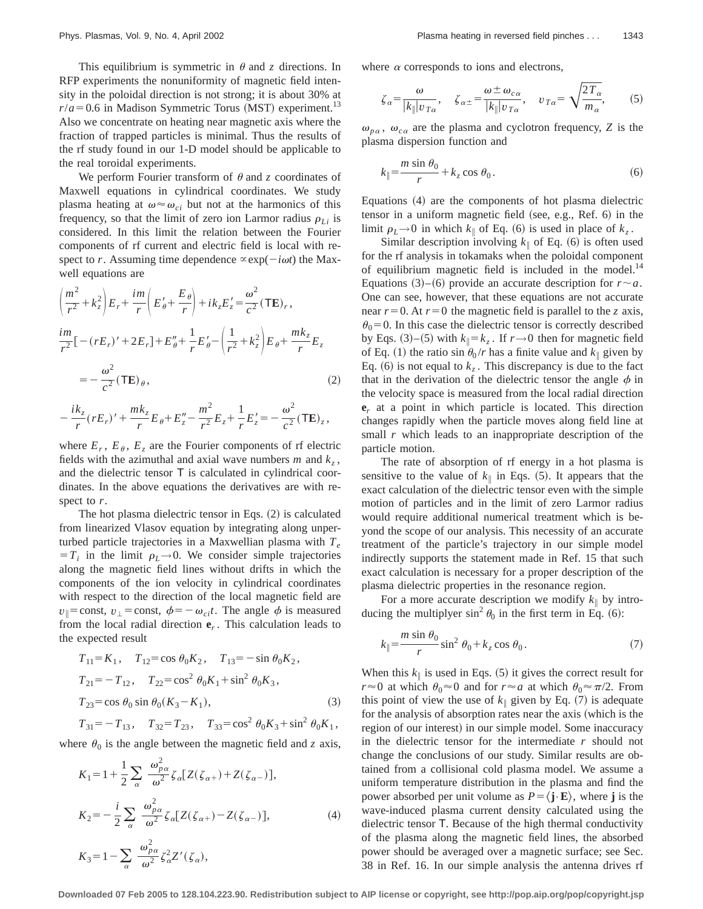This equilibrium is symmetric in $\theta$ and $z$ directions. In RFP experiments the nonuniformity of magnetic field intensity in the poloidal direction is not strong; it is about 30% at $r/a=0.6$ in Madison Symmetric Torus (MST) experiment.[13] Also we concentrate on heating near magnetic axis where the fraction of trapped particles is minimal. Thus the results of the rf study found in our 1-D model should be applicable to the real toroidal experiments.

We perform Fourier transform of $\theta$ and $z$ coordinates of Maxwell equations in cylindrical coordinates. We study plasma heating at $\omega \approx \omega_{ci}$ but not at the harmonics of this frequency, so that the limit of zero ion Larmor radius $\rho_{Li}$ is considered. In this limit the relation between the Fourier components of rf current and electric field is local with respect to $r$. Assuming time dependence $\propto \exp(-i\omega t)$ the Maxwell equations are

$$
\begin{aligned}
&\left(\frac{m^2}{r^2}+k_z^2\right)E_r+\frac{im}{r}\left(E_\theta'+\frac{E_\theta}{r}\right)+ik_zE_z'=\frac{\omega^2}{c^2}(\mathsf{T}\mathbf{E})_r,\\
&\frac{im}{r^2}[-(rE_r)'+2E_r]+E_\theta''+\frac{1}{r}E_\theta'-\left(\frac{1}{r^2}+k_z^2\right)E_\theta+\frac{mk_z}{r}E_z\\
&\quad=-\frac{\omega^2}{c^2}(\mathsf{T}\mathbf{E})_\theta, \qquad (2)\\
&-\frac{ik_z}{r}(rE_r)'+\frac{mk_z}{r}E_\theta+E_z''-\frac{m^2}{r^2}E_z+\frac{1}{r}E_z'=-\frac{\omega^2}{c^2}(\mathsf{T}\mathbf{E})_z,
\end{aligned}
$$

where $E_r$, $E_\theta$, $E_z$ are the Fourier components of rf electric fields with the azimuthal and axial wave numbers $m$ and $k_z$, and the dielectric tensor $\mathsf{T}$ is calculated in cylindrical coordinates. In the above equations the derivatives are with respect to $r$.

The hot plasma dielectric tensor in Eqs. (2) is calculated from linearized Vlasov equation by integrating along unperturbed particle trajectories in a Maxwellian plasma with $T_e = T_i$ in the limit $\rho_L \to 0$. We consider simple trajectories along the magnetic field lines without drifts in which the components of the ion velocity in cylindrical coordinates with respect to the direction of the local magnetic field are $v_\parallel = \text{const}$, $v_\perp = \text{const}$, $\phi = -\omega_{ci}t$. The angle $\phi$ is measured from the local radial direction $\mathbf{e}_r$. This calculation leads to the expected result

$$
\begin{aligned}
&T_{11}=K_1, \quad T_{12}=\cos\theta_0 K_2, \quad T_{13}=-\sin\theta_0 K_2,\\
&T_{21}=-T_{12}, \quad T_{22}=\cos^2\theta_0 K_1+\sin^2\theta_0 K_3,\\
&T_{23}=\cos\theta_0\sin\theta_0(K_3-K_1), \qquad (3)\\
&T_{31}=-T_{13}, \quad T_{32}=T_{23}, \quad T_{33}=\cos^2\theta_0 K_3+\sin^2\theta_0 K_1,
\end{aligned}
$$

where $\theta_0$ is the angle between the magnetic field and $z$ axis,

$$
\begin{aligned}
&K_1=1+\frac{1}{2}\sum_\alpha \frac{\omega_{p\alpha}^2}{\omega^2}\zeta_\alpha[Z(\zeta_{\alpha+})+Z(\zeta_{\alpha-})],\\
&K_2=-\frac{i}{2}\sum_\alpha \frac{\omega_{p\alpha}^2}{\omega^2}\zeta_\alpha[Z(\zeta_{\alpha+})-Z(\zeta_{\alpha-})], \qquad (4)\\
&K_3=1-\sum_\alpha \frac{\omega_{p\alpha}^2}{\omega^2}\zeta_\alpha^2 Z'(\zeta_\alpha),
\end{aligned}
$$

where $\alpha$ corresponds to ions and electrons,

$$
\zeta_\alpha=\frac{\omega}{|k_\parallel|v_{T\alpha}}, \quad \zeta_{\alpha\pm}=\frac{\omega\pm\omega_{c\alpha}}{|k_\parallel|v_{T\alpha}}, \quad v_{T\alpha}=\sqrt{\frac{2T_\alpha}{m_\alpha}}, \qquad (5)
$$

$\omega_{p\alpha}$, $\omega_{c\alpha}$ are the plasma and cyclotron frequency, $Z$ is the plasma dispersion function and

$$
k_\parallel=\frac{m\sin\theta_0}{r}+k_z\cos\theta_0. \qquad (6)
$$

Equations (4) are the components of hot plasma dielectric tensor in a uniform magnetic field (see, e.g., Ref. 6) in the limit $\rho_L \to 0$ in which $k_\parallel$ of Eq. (6) is used in place of $k_z$.

Similar description involving $k_\parallel$ of Eq. (6) is often used for the rf analysis in tokamaks when the poloidal component of equilibrium magnetic field is included in the model.[14] Equations (3)–(6) provide an accurate description for $r \sim a$. One can see, however, that these equations are not accurate near $r=0$. At $r=0$ the magnetic field is parallel to the $z$ axis, $\theta_0=0$. In this case the dielectric tensor is correctly described by Eqs. (3)–(5) with $k_\parallel = k_z$. If $r \to 0$ then for magnetic field of Eq. (1) the ratio $\sin\theta_0/r$ has a finite value and $k_\parallel$ given by Eq. (6) is not equal to $k_z$. This discrepancy is due to the fact that in the derivation of the dielectric tensor the angle $\phi$ in the velocity space is measured from the local radial direction $\mathbf{e}_r$ at a point in which particle is located. This direction changes rapidly when the particle moves along field line at small $r$ which leads to an inappropriate description of the particle motion.

The rate of absorption of rf energy in a hot plasma is sensitive to the value of $k_\parallel$ in Eqs. (5). It appears that the exact calculation of the dielectric tensor even with the simple motion of particles and in the limit of zero Larmor radius would require additional numerical treatment which is beyond the scope of our analysis. This necessity of an accurate treatment of the particle's trajectory in our simple model indirectly supports the statement made in Ref. 15 that such exact calculation is necessary for a proper description of the plasma dielectric properties in the resonance region.

For a more accurate description we modify $k_\parallel$ by introducing the multiplyer $\sin^2\theta_0$ in the first term in Eq. (6):

$$
k_\parallel=\frac{m\sin\theta_0}{r}\sin^2\theta_0+k_z\cos\theta_0. \qquad (7)
$$

When this $k_\parallel$ is used in Eqs. (5) it gives the correct result for $r \approx 0$ at which $\theta_0 \approx 0$ and for $r \approx a$ at which $\theta_0 \approx \pi/2$. From this point of view the use of $k_\parallel$ given by Eq. (7) is adequate for the analysis of absorption rates near the axis (which is the region of our interest) in our simple model. Some inaccuracy in the dielectric tensor for the intermediate $r$ should not change the conclusions of our study. Similar results are obtained from a collisional cold plasma model. We assume a uniform temperature distribution in the plasma and find the power absorbed per unit volume as $P=\langle \mathbf{j}\cdot\mathbf{E}\rangle$, where $\mathbf{j}$ is the wave-induced plasma current density calculated using the dielectric tensor $\mathsf{T}$. Because of the high thermal conductivity of the plasma along the magnetic field lines, the absorbed power should be averaged over a magnetic surface; see Sec. 38 in Ref. 16. In our simple analysis the antenna drives rf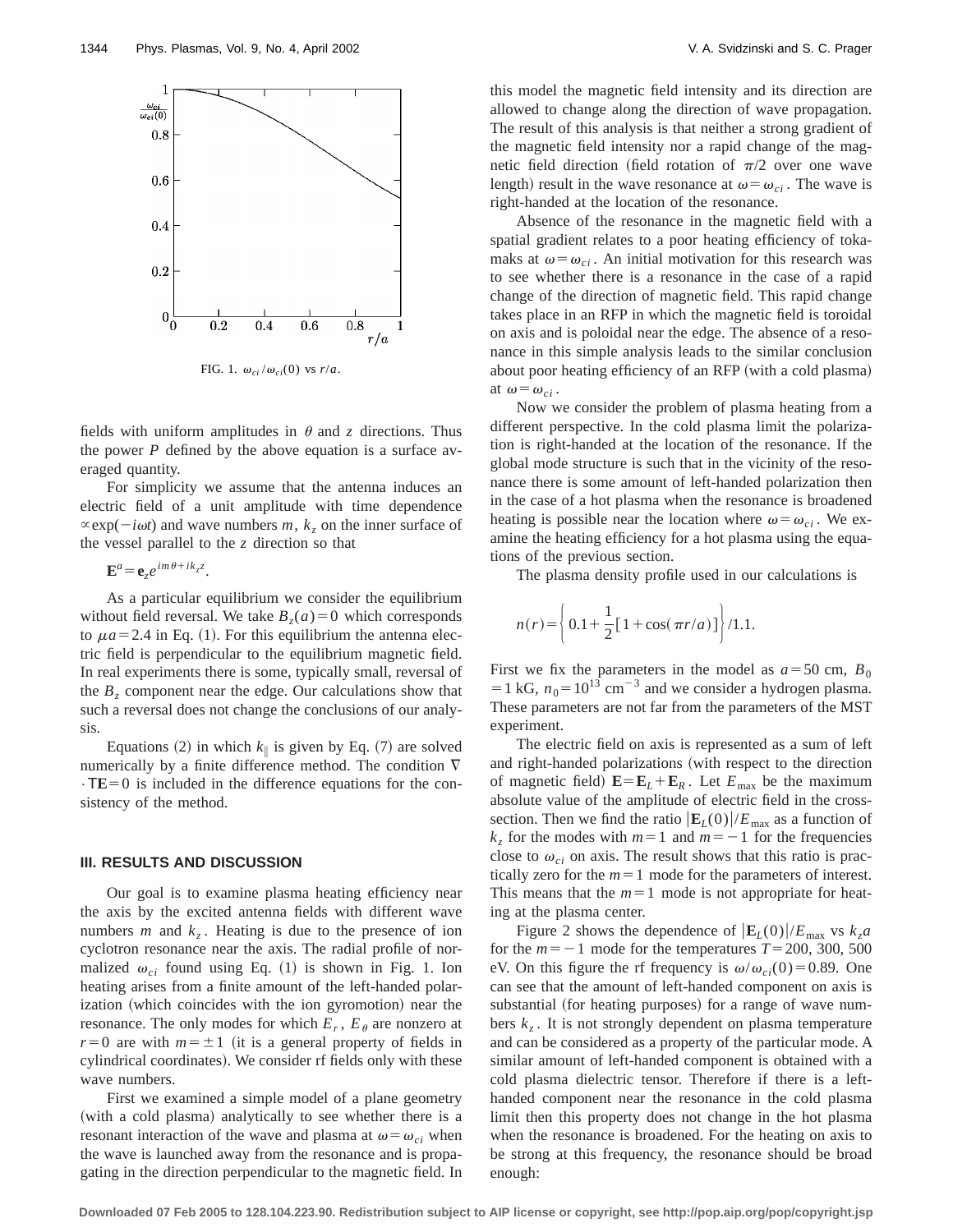FIG. 1. $\omega_{ci}/\omega_{ci}(0)$ vs $r/a$.

fields with uniform amplitudes in $\theta$ and $z$ directions. Thus the power $P$ defined by the above equation is a surface averaged quantity.

For simplicity we assume that the antenna induces an electric field of a unit amplitude with time dependence $\propto \exp(-i\omega t)$ and wave numbers $m$, $k_z$ on the inner surface of the vessel parallel to the $z$ direction so that

$$\mathbf{E}^a = \mathbf{e}_z e^{im\theta + ik_z z}.$$

As a particular equilibrium we consider the equilibrium without field reversal. We take $B_z(a)=0$ which corresponds to $\mu a = 2.4$ in Eq. (1). For this equilibrium the antenna electric field is perpendicular to the equilibrium magnetic field. In real experiments there is some, typically small, reversal of the $B_z$ component near the edge. Our calculations show that such a reversal does not change the conclusions of our analysis.

Equations (2) in which $k_\parallel$ is given by Eq. (7) are solved numerically by a finite difference method. The condition $\nabla \cdot \mathsf{T}\mathbf{E} = 0$ is included in the difference equations for the consistency of the method.

## III. RESULTS AND DISCUSSION

Our goal is to examine plasma heating efficiency near the axis by the excited antenna fields with different wave numbers $m$ and $k_z$. Heating is due to the presence of ion cyclotron resonance near the axis. The radial profile of normalized $\omega_{ci}$ found using Eq. (1) is shown in Fig. 1. Ion heating arises from a finite amount of the left-handed polarization (which coincides with the ion gyromotion) near the resonance. The only modes for which $E_r$, $E_\theta$ are nonzero at $r=0$ are with $m=\pm 1$ (it is a general property of fields in cylindrical coordinates). We consider rf fields only with these wave numbers.

First we examined a simple model of a plane geometry (with a cold plasma) analytically to see whether there is a resonant interaction of the wave and plasma at $\omega = \omega_{ci}$ when the wave is launched away from the resonance and is propagating in the direction perpendicular to the magnetic field. In this model the magnetic field intensity and its direction are allowed to change along the direction of wave propagation. The result of this analysis is that neither a strong gradient of the magnetic field intensity nor a rapid change of the magnetic field direction (field rotation of $\pi/2$ over one wave length) result in the wave resonance at $\omega = \omega_{ci}$. The wave is right-handed at the location of the resonance.

Absence of the resonance in the magnetic field with a spatial gradient relates to a poor heating efficiency of tokamaks at $\omega = \omega_{ci}$. An initial motivation for this research was to see whether there is a resonance in the case of a rapid change of the direction of magnetic field. This rapid change takes place in an RFP in which the magnetic field is toroidal on axis and is poloidal near the edge. The absence of a resonance in this simple analysis leads to the similar conclusion about poor heating efficiency of an RFP (with a cold plasma) at $\omega = \omega_{ci}$.

Now we consider the problem of plasma heating from a different perspective. In the cold plasma limit the polarization is right-handed at the location of the resonance. If the global mode structure is such that in the vicinity of the resonance there is some amount of left-handed polarization then in the case of a hot plasma when the resonance is broadened heating is possible near the location where $\omega = \omega_{ci}$. We examine the heating efficiency for a hot plasma using the equations of the previous section.

The plasma density profile used in our calculations is

$$n(r) = \left\{ 0.1 + \frac{1}{2}[1 + \cos(\pi r/a)] \right\} / 1.1.$$

First we fix the parameters in the model as $a = 50$ cm, $B_0 = 1$ kG, $n_0 = 10^{13}$ cm$^{-3}$ and we consider a hydrogen plasma. These parameters are not far from the parameters of the MST experiment.

The electric field on axis is represented as a sum of left and right-handed polarizations (with respect to the direction of magnetic field) $\mathbf{E} = \mathbf{E}_L + \mathbf{E}_R$. Let $E_{\max}$ be the maximum absolute value of the amplitude of electric field in the cross-section. Then we find the ratio $|\mathbf{E}_L(0)|/E_{\max}$ as a function of $k_z$ for the modes with $m=1$ and $m=-1$ for the frequencies close to $\omega_{ci}$ on axis. The result shows that this ratio is practically zero for the $m=1$ mode for the parameters of interest. This means that the $m=1$ mode is not appropriate for heating at the plasma center.

Figure 2 shows the dependence of $|\mathbf{E}_L(0)|/E_{\max}$ vs $k_z a$ for the $m=-1$ mode for the temperatures $T = 200$, 300, 500 eV. On this figure the rf frequency is $\omega/\omega_{ci}(0) = 0.89$. One can see that the amount of left-handed component on axis is substantial (for heating purposes) for a range of wave numbers $k_z$. It is not strongly dependent on plasma temperature and can be considered as a property of the particular mode. A similar amount of left-handed component is obtained with a cold plasma dielectric tensor. Therefore if there is a left-handed component near the resonance in the cold plasma limit then this property does not change in the hot plasma when the resonance is broadened. For the heating on axis to be strong at this frequency, the resonance should be broad enough: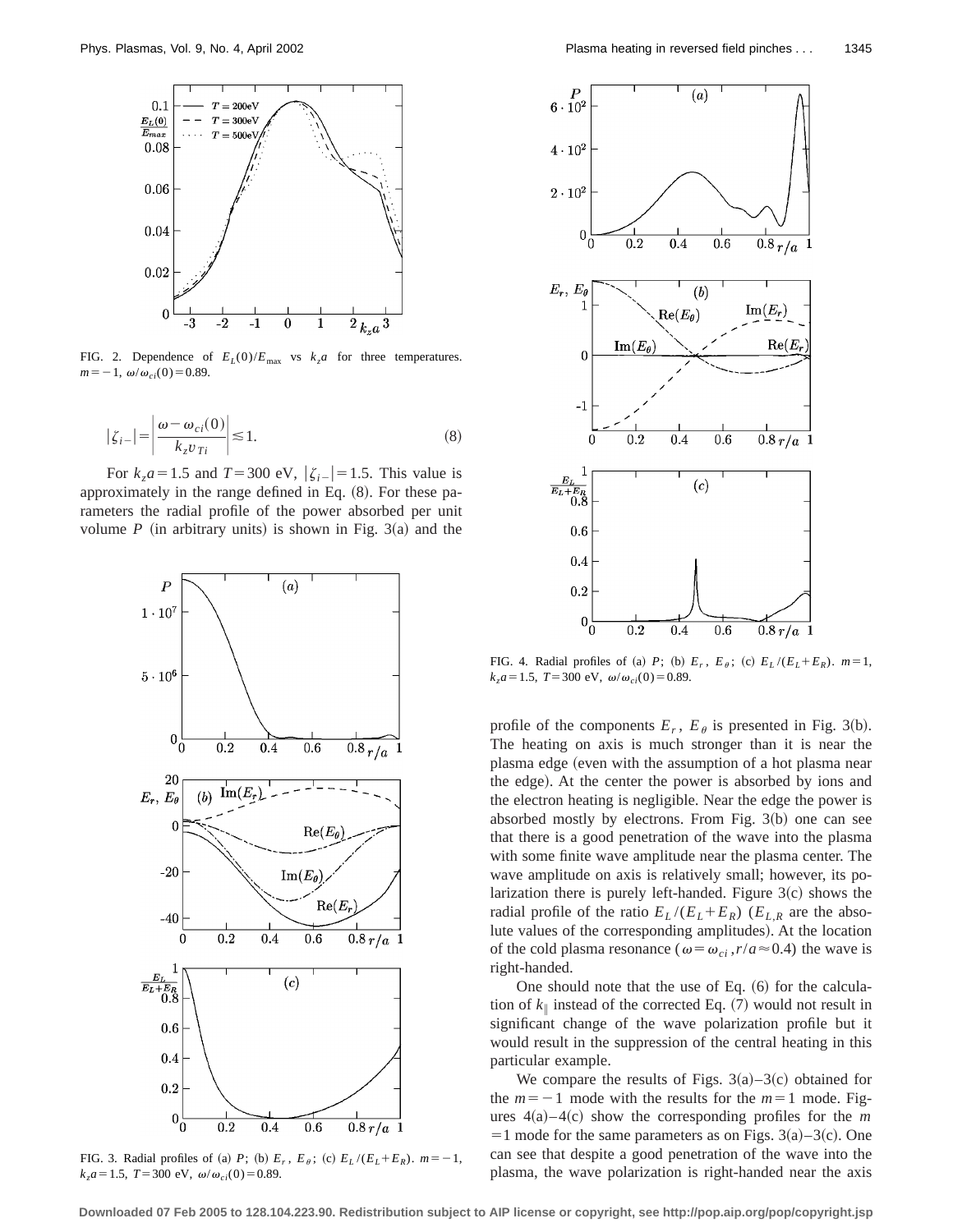FIG. 2. Dependence of $E_L(0)/E_{max}$ vs $k_z a$ for three temperatures. $m=-1$, $\omega/\omega_{ci}(0)=0.89$.

$$|\zeta_{i-}| = \left| \frac{\omega - \omega_{ci}(0)}{k_z v_{Ti}} \right| \lesssim 1. \tag{8}$$

For $k_z a = 1.5$ and $T=300$ eV, $|\zeta_{i-}|=1.5$. This value is approximately in the range defined in Eq. (8). For these parameters the radial profile of the power absorbed per unit volume $P$ (in arbitrary units) is shown in Fig. 3(a) and the profile of the components $E_r$, $E_\theta$ is presented in Fig. 3(b). The heating on axis is much stronger than it is near the plasma edge (even with the assumption of a hot plasma near the edge). At the center the power is absorbed by ions and the electron heating is negligible. Near the edge the power is absorbed mostly by electrons. From Fig. 3(b) one can see that there is a good penetration of the wave into the plasma with some finite wave amplitude near the plasma center. The wave amplitude on axis is relatively small; however, its polarization there is purely left-handed. Figure 3(c) shows the radial profile of the ratio $E_L/(E_L+E_R)$ ($E_{L,R}$ are the absolute values of the corresponding amplitudes). At the location of the cold plasma resonance ($\omega=\omega_{ci}, r/a \approx 0.4$) the wave is right-handed.

FIG. 3. Radial profiles of (a) $P$; (b) $E_r$, $E_\theta$; (c) $E_L/(E_L+E_R)$. $m=-1$, $k_z a=1.5$, $T=300$ eV, $\omega/\omega_{ci}(0)=0.89$.

FIG. 4. Radial profiles of (a) $P$; (b) $E_r$, $E_\theta$; (c) $E_L/(E_L+E_R)$. $m=1$, $k_z a=1.5$, $T=300$ eV, $\omega/\omega_{ci}(0)=0.89$.

One should note that the use of Eq. (6) for the calculation of $k_\parallel$ instead of the corrected Eq. (7) would not result in significant change of the wave polarization profile but it would result in the suppression of the central heating in this particular example.

We compare the results of Figs. 3(a)–3(c) obtained for the $m=-1$ mode with the results for the $m=1$ mode. Figures 4(a)–4(c) show the corresponding profiles for the $m=1$ mode for the same parameters as on Figs. 3(a)–3(c). One can see that despite a good penetration of the wave into the plasma, the wave polarization is right-handed near the axis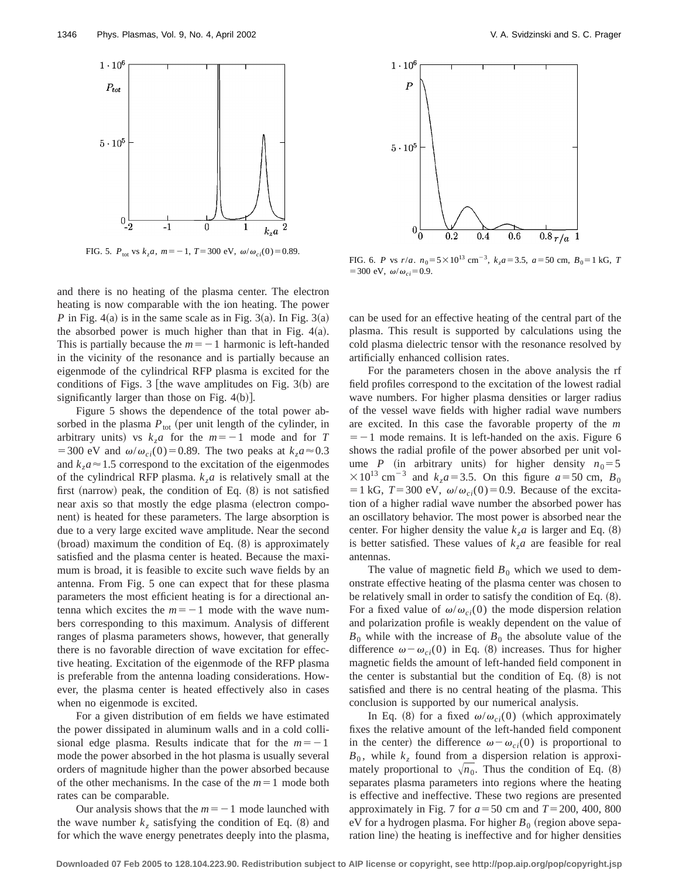FIG. 5. $P_{tot}$ vs $k_z a$, $m=-1$, $T=300$ eV, $\omega/\omega_{ci}(0)=0.89$.

FIG. 6. $P$ vs $r/a$. $n_0=5\times10^{13}$ cm$^{-3}$, $k_z a=3.5$, $a=50$ cm, $B_0=1$ kG, $T=300$ eV, $\omega/\omega_{ci}=0.9$.

and there is no heating of the plasma center. The electron heating is now comparable with the ion heating. The power $P$ in Fig. 4(a) is in the same scale as in Fig. 3(a). In Fig. 3(a) the absorbed power is much higher than that in Fig. 4(a). This is partially because the $m=-1$ harmonic is left-handed in the vicinity of the resonance and is partially because an eigenmode of the cylindrical RFP plasma is excited for the conditions of Figs. 3 [the wave amplitudes on Fig. 3(b) are significantly larger than those on Fig. 4(b)].

Figure 5 shows the dependence of the total power absorbed in the plasma $P_{tot}$ (per unit length of the cylinder, in arbitrary units) vs $k_z a$ for the $m=-1$ mode and for $T=300$ eV and $\omega/\omega_{ci}(0)=0.89$. The two peaks at $k_z a\approx0.3$ and $k_z a\approx1.5$ correspond to the excitation of the eigenmodes of the cylindrical RFP plasma. $k_z a$ is relatively small at the first (narrow) peak, the condition of Eq. (8) is not satisfied near axis so that mostly the edge plasma (electron component) is heated for these parameters. The large absorption is due to a very large excited wave amplitude. Near the second (broad) maximum the condition of Eq. (8) is approximately satisfied and the plasma center is heated. Because the maximum is broad, it is feasible to excite such wave fields by an antenna. From Fig. 5 one can expect that for these plasma parameters the most efficient heating is for a directional antenna which excites the $m=-1$ mode with the wave numbers corresponding to this maximum. Analysis of different ranges of plasma parameters shows, however, that generally there is no favorable direction of wave excitation for effective heating. Excitation of the eigenmode of the RFP plasma is preferable from the antenna loading considerations. However, the plasma center is heated effectively also in cases when no eigenmode is excited.

For a given distribution of em fields we have estimated the power dissipated in aluminum walls and in a cold collisional edge plasma. Results indicate that for the $m=-1$ mode the power absorbed in the hot plasma is usually several orders of magnitude higher than the power absorbed because of the other mechanisms. In the case of the $m=1$ mode both rates can be comparable.

Our analysis shows that the $m=-1$ mode launched with the wave number $k_z$ satisfying the condition of Eq. (8) and for which the wave energy penetrates deeply into the plasma, can be used for an effective heating of the central part of the plasma. This result is supported by calculations using the cold plasma dielectric tensor with the resonance resolved by artificially enhanced collision rates.

For the parameters chosen in the above analysis the rf field profiles correspond to the excitation of the lowest radial wave numbers. For higher plasma densities or larger radius of the vessel wave fields with higher radial wave numbers are excited. In this case the favorable property of the $m=-1$ mode remains. It is left-handed on the axis. Figure 6 shows the radial profile of the power absorbed per unit volume $P$ (in arbitrary units) for higher density $n_0=5\times10^{13}$ cm$^{-3}$ and $k_z a=3.5$. On this figure $a=50$ cm, $B_0=1$ kG, $T=300$ eV, $\omega/\omega_{ci}(0)=0.9$. Because of the excitation of a higher radial wave number the absorbed power has an oscillatory behavior. The most power is absorbed near the center. For higher density the value $k_z a$ is larger and Eq. (8) is better satisfied. These values of $k_z a$ are feasible for real antennas.

The value of magnetic field $B_0$ which we used to demonstrate effective heating of the plasma center was chosen to be relatively small in order to satisfy the condition of Eq. (8). For a fixed value of $\omega/\omega_{ci}(0)$ the mode dispersion relation and polarization profile is weakly dependent on the value of $B_0$ while with the increase of $B_0$ the absolute value of the difference $\omega-\omega_{ci}(0)$ in Eq. (8) increases. Thus for higher magnetic fields the amount of left-handed field component in the center is substantial but the condition of Eq. (8) is not satisfied and there is no central heating of the plasma. This conclusion is supported by our numerical analysis.

In Eq. (8) for a fixed $\omega/\omega_{ci}(0)$ (which approximately fixes the relative amount of the left-handed field component in the center) the difference $\omega-\omega_{ci}(0)$ is proportional to $B_0$, while $k_z$ found from a dispersion relation is approximately proportional to $\sqrt{n_0}$. Thus the condition of Eq. (8) separates plasma parameters into regions where the heating is effective and ineffective. These two regions are presented approximately in Fig. 7 for $a=50$ cm and $T=200$, 400, 800 eV for a hydrogen plasma. For higher $B_0$ (region above separation line) the heating is ineffective and for higher densities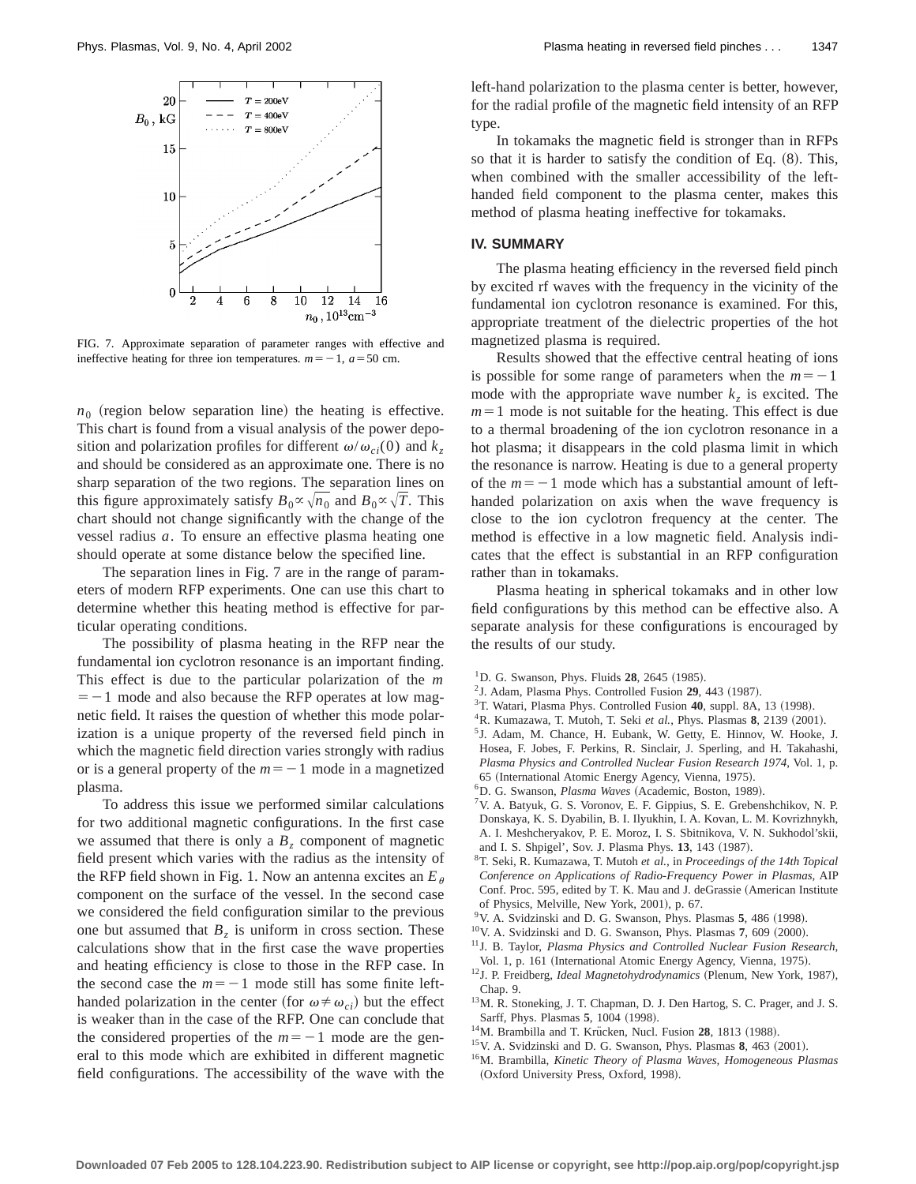20
$B_0$, kG
15
10
5
0
2 4 6 8 10 12 14 16
$n_0$, $10^{13}$cm$^{-3}$
$T = 200$eV
$T = 400$eV
$T = 800$eV

FIG. 7. Approximate separation of parameter ranges with effective and ineffective heating for three ion temperatures. $m=-1$, $a=50$ cm.

$n_0$ (region below separation line) the heating is effective. This chart is found from a visual analysis of the power deposition and polarization profiles for different $\omega/\omega_{ci}(0)$ and $k_z$ and should be considered as an approximate one. There is no sharp separation of the two regions. The separation lines on this figure approximately satisfy $B_0 \propto \sqrt{n_0}$ and $B_0 \propto \sqrt{T}$. This chart should not change significantly with the change of the vessel radius $a$. To ensure an effective plasma heating one should operate at some distance below the specified line.

The separation lines in Fig. 7 are in the range of parameters of modern RFP experiments. One can use this chart to determine whether this heating method is effective for particular operating conditions.

The possibility of plasma heating in the RFP near the fundamental ion cyclotron resonance is an important finding. This effect is due to the particular polarization of the $m=-1$ mode and also because the RFP operates at low magnetic field. It raises the question of whether this mode polarization is a unique property of the reversed field pinch in which the magnetic field direction varies strongly with radius or is a general property of the $m=-1$ mode in a magnetized plasma.

To address this issue we performed similar calculations for two additional magnetic configurations. In the first case we assumed that there is only a $B_z$ component of magnetic field present which varies with the radius as the intensity of the RFP field shown in Fig. 1. Now an antenna excites an $E_\theta$ component on the surface of the vessel. In the second case we considered the field configuration similar to the previous one but assumed that $B_z$ is uniform in cross section. These calculations show that in the first case the wave properties and heating efficiency is close to those in the RFP case. In the second case the $m=-1$ mode still has some finite left-handed polarization in the center (for $\omega \neq \omega_{ci}$) but the effect is weaker than in the case of the RFP. One can conclude that the considered properties of the $m=-1$ mode are the general to this mode which are exhibited in different magnetic field configurations. The accessibility of the wave with the left-hand polarization to the plasma center is better, however, for the radial profile of the magnetic field intensity of an RFP type.

In tokamaks the magnetic field is stronger than in RFPs so that it is harder to satisfy the condition of Eq. (8). This, when combined with the smaller accessibility of the left-handed field component to the plasma center, makes this method of plasma heating ineffective for tokamaks.

## IV. SUMMARY

The plasma heating efficiency in the reversed field pinch by excited rf waves with the frequency in the vicinity of the fundamental ion cyclotron resonance is examined. For this, appropriate treatment of the dielectric properties of the hot magnetized plasma is required.

Results showed that the effective central heating of ions is possible for some range of parameters when the $m=-1$ mode with the appropriate wave number $k_z$ is excited. The $m=1$ mode is not suitable for the heating. This effect is due to a thermal broadening of the ion cyclotron resonance in a hot plasma; it disappears in the cold plasma limit in which the resonance is narrow. Heating is due to a general property of the $m=-1$ mode which has a substantial amount of left-handed polarization on axis when the wave frequency is close to the ion cyclotron frequency at the center. The method is effective in a low magnetic field. Analysis indicates that the effect is substantial in an RFP configuration rather than in tokamaks.

Plasma heating in spherical tokamaks and in other low field configurations by this method can be effective also. A separate analysis for these configurations is encouraged by the results of our study.

[1] D. G. Swanson, Phys. Fluids **28**, 2645 (1985).
[2] J. Adam, Plasma Phys. Controlled Fusion **29**, 443 (1987).
[3] T. Watari, Plasma Phys. Controlled Fusion **40**, suppl. 8A, 13 (1998).
[4] R. Kumazawa, T. Mutoh, T. Seki *et al.*, Phys. Plasmas **8**, 2139 (2001).
[5] J. Adam, M. Chance, H. Eubank, W. Getty, E. Hinnov, W. Hooke, J. Hosea, F. Jobes, F. Perkins, R. Sinclair, J. Sperling, and H. Takahashi, *Plasma Physics and Controlled Nuclear Fusion Research 1974*, Vol. 1, p. 65 (International Atomic Energy Agency, Vienna, 1975).
[6] D. G. Swanson, *Plasma Waves* (Academic, Boston, 1989).
[7] V. A. Batyuk, G. S. Voronov, E. F. Gippius, S. E. Grebenshchikov, N. P. Donskaya, K. S. Dyabilin, B. I. Ilyukhin, I. A. Kovan, L. M. Kovrizhnykh, A. I. Meshcheryakov, P. E. Moroz, I. S. Sbitnikova, V. N. Sukhodol'skii, and I. S. Shpigel', Sov. J. Plasma Phys. **13**, 143 (1987).
[8] T. Seki, R. Kumazawa, T. Mutoh *et al.*, in *Proceedings of the 14th Topical Conference on Applications of Radio-Frequency Power in Plasmas*, AIP Conf. Proc. 595, edited by T. K. Mau and J. deGrassie (American Institute of Physics, Melville, New York, 2001), p. 67.
[9] V. A. Svidzinski and D. G. Swanson, Phys. Plasmas **5**, 486 (1998).
[10] V. A. Svidzinski and D. G. Swanson, Phys. Plasmas **7**, 609 (2000).
[11] J. B. Taylor, *Plasma Physics and Controlled Nuclear Fusion Research*, Vol. 1, p. 161 (International Atomic Energy Agency, Vienna, 1975).
[12] J. P. Freidberg, *Ideal Magnetohydrodynamics* (Plenum, New York, 1987), Chap. 9.
[13] M. R. Stoneking, J. T. Chapman, D. J. Den Hartog, S. C. Prager, and J. S. Sarff, Phys. Plasmas **5**, 1004 (1998).
[14] M. Brambilla and T. Krücken, Nucl. Fusion **28**, 1813 (1988).
[15] V. A. Svidzinski and D. G. Swanson, Phys. Plasmas **8**, 463 (2001).
[16] M. Brambilla, *Kinetic Theory of Plasma Waves, Homogeneous Plasmas* (Oxford University Press, Oxford, 1998).